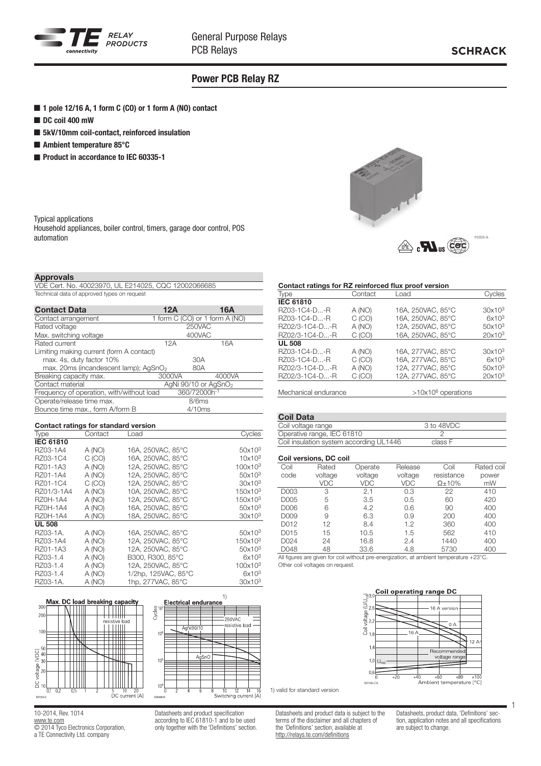# Power PCB Relay RZ

- **1 pole 12/16 A, 1 form C (CO) or 1 form A (NO) contact**
- **DC coil 400 mW**
- **5kV/10mm coil-contact, reinforced insulation**
- **Ambient temperature 85°C**
- **Product in accordance to IEC 60335-1**

Typical applications
Household appliances, boiler control, timers, garage door control, POS automation

F0305-A

## Approvals

VDE Cert. No. 40023970, UL E214025, CQC 12002066685
Technical data of approved types on request

## Contact Data

| Contact Data | 12A | 16A |
|---|---|---|
| Contact arrangement | 1 form C (CO) or 1 form A (NO) | |
| Rated voltage | 250VAC | |
| Max. switching voltage | 400VAC | |
| Rated current | 12A | 16A |
| Limiting making current (form A contact) | | |
| max. 4s, duty factor 10% | 30A | |
| max. 20ms (incandescent lamp); $AgSnO_2$ | 80A | |
| Breaking capacity max. | 3000VA | 4000VA |
| Contact material | AgNi 90/10 or $AgSnO_2$ | |
| Frequency of operation, with/without load | 360/72000h$^{-1}$ | |
| Operate/release time max. | 8/6ms | |
| Bounce time max., form A/form B | 4/10ms | |

### Contact ratings for standard version

| Type | Contact | Load | Cycles |
|---|---|---|---|
| **IEC 61810** | | | |
| RZ03-1A4 | A (NO) | 16A, 250VAC, 85°C | $50x10^3$ |
| RZ03-1C4 | C (CO) | 16A, 250VAC, 85°C | $10x10^3$ |
| RZ01-1A3 | A (NO) | 12A, 250VAC, 85°C | $100x10^3$ |
| RZ01-1A4 | A (NO) | 12A, 250VAC, 85°C | $50x10^3$ |
| RZ01-1C4 | C (CO) | 12A, 250VAC, 85°C | $30x10^3$ |
| RZ01/3-1A4 | A (NO) | 10A, 250VAC, 85°C | $150x10^3$ |
| RZ0H-1A4 | A (NO) | 12A, 250VAC, 85°C | $150x10^3$ |
| RZ0H-1A4 | A (NO) | 16A, 250VAC, 85°C | $50x10^3$ |
| RZ0H-1A4 | A (NO) | 18A, 250VAC, 85°C | $30x10^3$ |
| **UL 508** | | | |
| RZ03-1A. | A (NO) | 16A, 250VAC, 85°C | $50x10^3$ |
| RZ03-1A4 | A (NO) | 12A, 250VAC, 85°C | $150x10^3$ |
| RZ01-1A3 | A (NO) | 12A, 250VAC, 85°C | $50x10^3$ |
| RZ03-1.4 | A (NO) | B300, R300, 85°C | $6x10^3$ |
| RZ03-1.4 | A (NO) | 12A, 250VAC, 85°C | $100x10^3$ |
| RZ03-1.4 | A (NO) | 1/2hp, 125VAC, 85°C | $6x10^3$ |
| RZ03-1A. | A (NO) | 1hp, 277VAC, 85°C | $30x10^3$ |

Max. DC load breaking capacity (S0153-C)

Electrical endurance 1) (S0698-B)

### Contact ratings for RZ reinforced flux proof version

| Type | Contact | Load | Cycles |
|---|---|---|---|
| **IEC 61810** | | | |
| RZ03-1C4-D...-R | A (NO) | 16A, 250VAC, 85°C | $30x10^3$ |
| RZ03-1C4-D...-R | C (CO) | 16A, 250VAC, 85°C | $6x10^3$ |
| RZ02/3-1C4-D...-R | A (NO) | 12A, 250VAC, 85°C | $50x10^3$ |
| RZ02/3-1C4-D...-R | C (CO) | 16A, 250VAC, 85°C | $20x10^3$ |
| **UL 508** | | | |
| RZ03-1C4-D...-R | A (NO) | 16A, 277VAC, 85°C | $30x10^3$ |
| RZ03-1C4-D...-R | C (CO) | 16A, 277VAC, 85°C | $6x10^3$ |
| RZ02/3-1C4-D...-R | A (NO) | 12A, 277VAC, 85°C | $50x10^3$ |
| RZ02/3-1C4-D...-R | C (CO) | 12A, 277VAC, 85°C | $20x10^3$ |

Mechanical endurance: $>10x10^6$ operations

## Coil Data

| Coil Data | |
|---|---|
| Coil voltage range | 3 to 48VDC |
| Operative range, IEC 61810 | 2 |
| Coil insulation system according UL1446 | class F |

### Coil versions, DC coil

| Coil code | Rated voltage VDC | Operate voltage VDC | Release voltage VDC | Coil resistance Ω±10% | Rated coil power mW |
|---|---|---|---|---|---|
| D003 | 3 | 2.1 | 0.3 | 22 | 410 |
| D005 | 5 | 3.5 | 0.5 | 60 | 420 |
| D006 | 6 | 4.2 | 0.6 | 90 | 400 |
| D009 | 9 | 6.3 | 0.9 | 200 | 400 |
| D012 | 12 | 8.4 | 1.2 | 360 | 400 |
| D015 | 15 | 10.5 | 1.5 | 562 | 410 |
| D024 | 24 | 16.8 | 2.4 | 1440 | 400 |
| D048 | 48 | 33.6 | 4.8 | 5730 | 400 |

All figures are given for coil without pre-energization, at ambient temperature +23°C.
Other coil voltages on request.

Coil operating range DC (S0156-CA)

1) valid for standard version

10-2014, Rev. 1014
www.te.com
© 2014 Tyco Electronics Corporation,
a TE Connectivity Ltd. company

Datasheets and product specification according to IEC 61810-1 and to be used only together with the 'Definitions' section.

Datasheets and product data is subject to the terms of the disclaimer and all chapters of the 'Definitions' section, available at http://relays.te.com/definitions

Datasheets, product data, 'Definitions' section, application notes and all specifications are subject to change.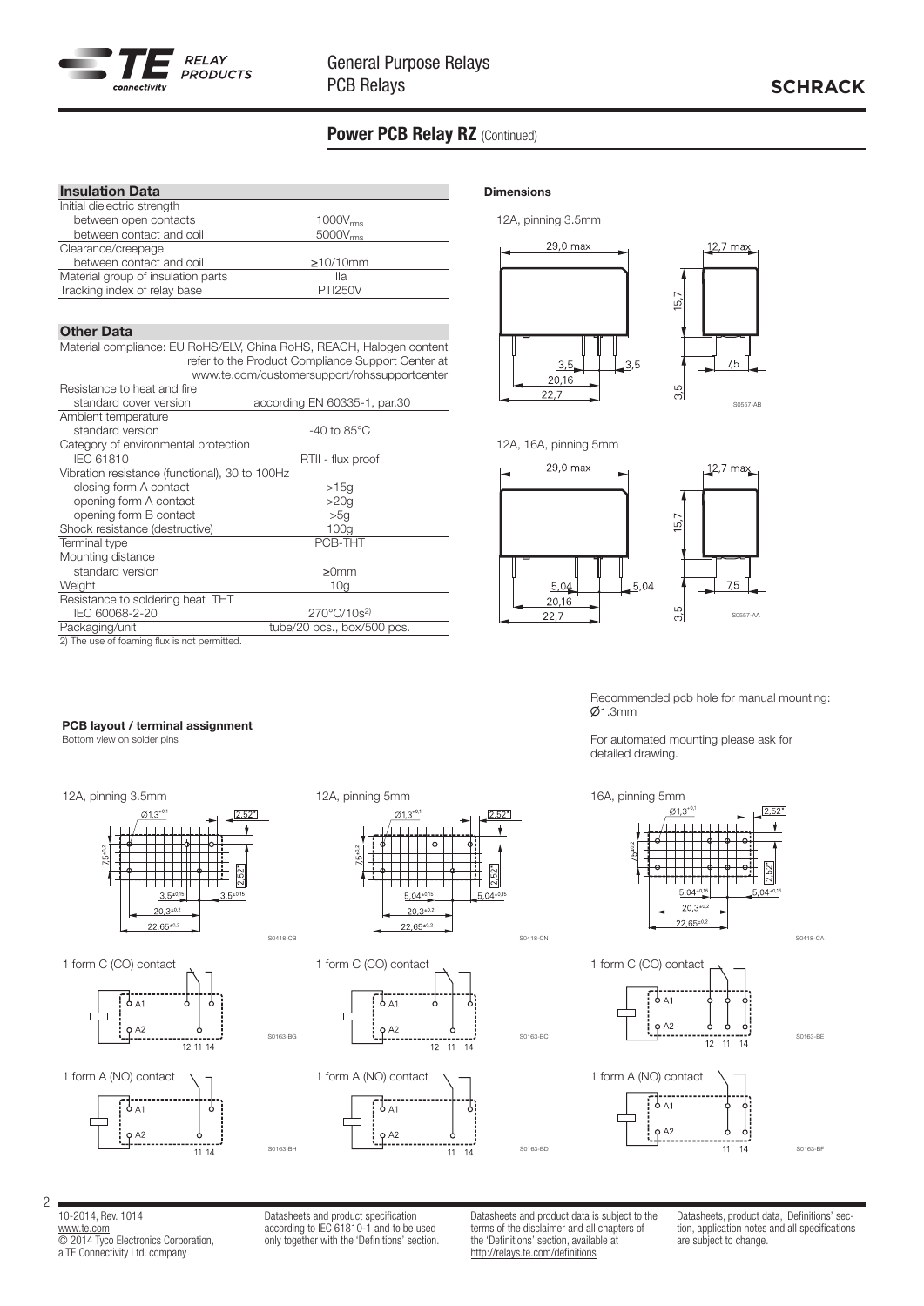## Power PCB Relay RZ (Continued)

### Insulation Data

| | |
|---|---|
| Initial dielectric strength | |
| between open contacts | $1000V_{rms}$ |
| between contact and coil | $5000V_{rms}$ |
| Clearance/creepage | |
| between contact and coil | ≥10/10mm |
| Material group of insulation parts | IIIa |
| Tracking index of relay base | PTI250V |

### Other Data

| | |
|---|---|
| Material compliance: EU RoHS/ELV, China RoHS, REACH, Halogen content | refer to the Product Compliance Support Center at www.te.com/customersupport/rohssupportcenter |
| Resistance to heat and fire | |
| standard cover version | according EN 60335-1, par.30 |
| Ambient temperature | |
| standard version | -40 to 85°C |
| Category of environmental protection | |
| IEC 61810 | RTII - flux proof |
| Vibration resistance (functional), 30 to 100Hz | |
| closing form A contact | >15g |
| opening form A contact | >20g |
| opening form B contact | >5g |
| Shock resistance (destructive) | 100g |
| Terminal type | PCB-THT |
| Mounting distance | |
| standard version | ≥0mm |
| Weight | 10g |
| Resistance to soldering heat THT | |
| IEC 60068-2-20 | 270°C/10s[2] |
| Packaging/unit | tube/20 pcs., box/500 pcs. |

2) The use of foaming flux is not permitted.

### Dimensions

12A, pinning 3.5mm

29,0 max; 12,7 max; 15,7; 3,5; 3,5; 20,16; 22,7; 7,5; 3,5

S0557-AB

12A, 16A, pinning 5mm

29,0 max; 12,7 max; 15,7; 5,04; 5,04; 20,16; 22,7; 7,5; 3,5

S0557-AA

Recommended pcb hole for manual mounting: Ø1.3mm

For automated mounting please ask for detailed drawing.

### PCB layout / terminal assignment

Bottom view on solder pins

12A, pinning 3.5mm

Ø1,3$^{+0,1}$; 2,52*; 7,5$^{\pm0,2}$; 2,52*; 3,5$^{\pm0,15}$; 3,5$^{\pm0,15}$; 20,3$^{\pm0,2}$; 22,65$^{\pm0,2}$

S0418-CB

12A, pinning 5mm

Ø1,3$^{+0,1}$; 2,52*; 7,5$^{\pm0,2}$; 2,52*; 5,04$^{\pm0,15}$; 5,04$^{\pm0,15}$; 20,3$^{\pm0,2}$; 22,65$^{\pm0,2}$

S0418-CN

16A, pinning 5mm

Ø1,3$^{+0,1}$; 2,52*; 7,5$^{\pm0,2}$; 2,52*; 5,04$^{\pm0,15}$; 5,04$^{\pm0,15}$; 20,3$^{\pm0,2}$; 22,65$^{\pm0,2}$

S0418-CA

1 form C (CO) contact

A1, A2, 12 11 14

S0163-BG

1 form C (CO) contact

A1, A2, 12 11 14

S0163-BC

1 form C (CO) contact

A1, A2, 12 11 14

S0163-BE

1 form A (NO) contact

A1, A2, 11 14

S0163-BH

1 form A (NO) contact

A1, A2, 11 14

S0163-BD

1 form A (NO) contact

A1, A2, 11 14

S0163-BF

10-2014, Rev. 1014
www.te.com
© 2014 Tyco Electronics Corporation,
a TE Connectivity Ltd. company

Datasheets and product specification according to IEC 61810-1 and to be used only together with the 'Definitions' section.

Datasheets and product data is subject to the terms of the disclaimer and all chapters of the 'Definitions' section, available at http://relays.te.com/definitions

Datasheets, product data, 'Definitions' section, application notes and all specifications are subject to change.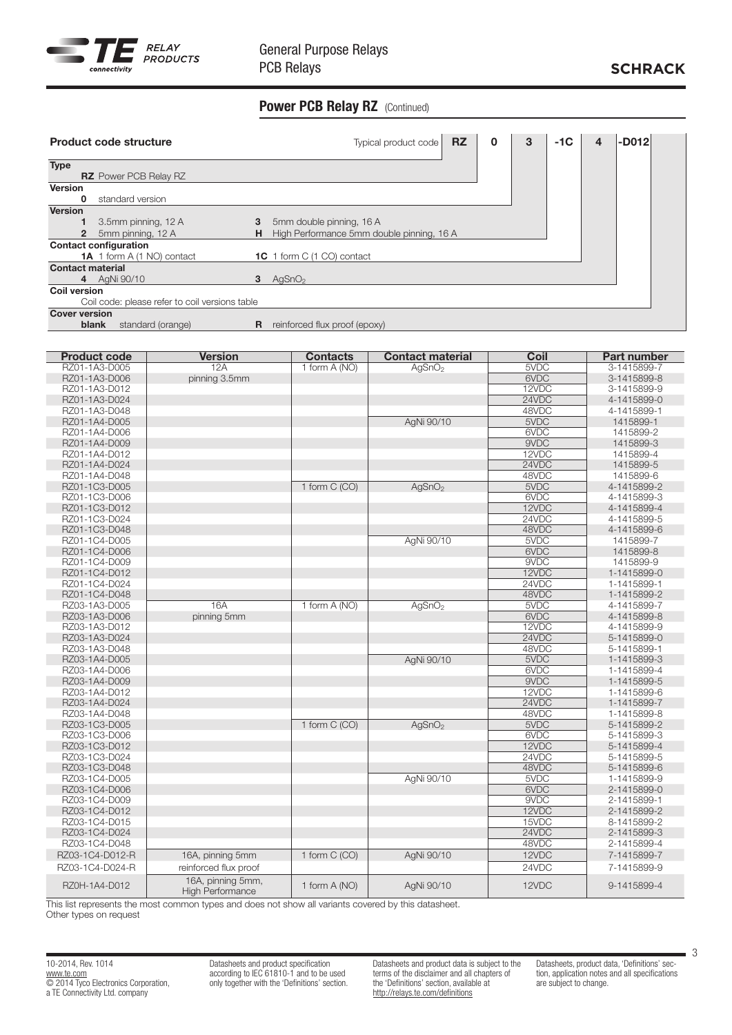## Power PCB Relay RZ (Continued)

### Product code structure

| Typical product code | RZ | 0 | 3 | -1C | 4 | -D012 | |
|---|---|---|---|---|---|---|---|

**Type**
- **RZ** Power PCB Relay RZ

**Version**
- **0** standard version

**Version**
- **1** 3.5mm pinning, 12 A
- **2** 5mm pinning, 12 A
- **3** 5mm double pinning, 16 A
- **H** High Performance 5mm double pinning, 16 A

**Contact configuration**
- **1A** 1 form A (1 NO) contact
- **1C** 1 form C (1 CO) contact

**Contact material**
- **4** AgNi 90/10
- **3** $AgSnO_2$

**Coil version**
- Coil code: please refer to coil versions table

**Cover version**
- **blank** standard (orange)
- **R** reinforced flux proof (epoxy)

| Product code | Version | Contacts | Contact material | Coil | Part number |
|---|---|---|---|---|---|
| RZ01-1A3-D005 | 12A | 1 form A (NO) | $AgSnO_2$ | 5VDC | 3-1415899-7 |
| RZ01-1A3-D006 | pinning 3.5mm | | | 6VDC | 3-1415899-8 |
| RZ01-1A3-D012 | | | | 12VDC | 3-1415899-9 |
| RZ01-1A3-D024 | | | | 24VDC | 4-1415899-0 |
| RZ01-1A3-D048 | | | | 48VDC | 4-1415899-1 |
| RZ01-1A4-D005 | | | AgNi 90/10 | 5VDC | 1415899-1 |
| RZ01-1A4-D006 | | | | 6VDC | 1415899-2 |
| RZ01-1A4-D009 | | | | 9VDC | 1415899-3 |
| RZ01-1A4-D012 | | | | 12VDC | 1415899-4 |
| RZ01-1A4-D024 | | | | 24VDC | 1415899-5 |
| RZ01-1A4-D048 | | | | 48VDC | 1415899-6 |
| RZ01-1C3-D005 | | 1 form C (CO) | $AgSnO_2$ | 5VDC | 4-1415899-2 |
| RZ01-1C3-D006 | | | | 6VDC | 4-1415899-3 |
| RZ01-1C3-D012 | | | | 12VDC | 4-1415899-4 |
| RZ01-1C3-D024 | | | | 24VDC | 4-1415899-5 |
| RZ01-1C3-D048 | | | | 48VDC | 4-1415899-6 |
| RZ01-1C4-D005 | | | AgNi 90/10 | 5VDC | 1415899-7 |
| RZ01-1C4-D006 | | | | 6VDC | 1415899-8 |
| RZ01-1C4-D009 | | | | 9VDC | 1415899-9 |
| RZ01-1C4-D012 | | | | 12VDC | 1-1415899-0 |
| RZ01-1C4-D024 | | | | 24VDC | 1-1415899-1 |
| RZ01-1C4-D048 | | | | 48VDC | 1-1415899-2 |
| RZ03-1A3-D005 | 16A | 1 form A (NO) | $AgSnO_2$ | 5VDC | 4-1415899-7 |
| RZ03-1A3-D006 | pinning 5mm | | | 6VDC | 4-1415899-8 |
| RZ03-1A3-D012 | | | | 12VDC | 4-1415899-9 |
| RZ03-1A3-D024 | | | | 24VDC | 5-1415899-0 |
| RZ03-1A3-D048 | | | | 48VDC | 5-1415899-1 |
| RZ03-1A4-D005 | | | AgNi 90/10 | 5VDC | 1-1415899-3 |
| RZ03-1A4-D006 | | | | 6VDC | 1-1415899-4 |
| RZ03-1A4-D009 | | | | 9VDC | 1-1415899-5 |
| RZ03-1A4-D012 | | | | 12VDC | 1-1415899-6 |
| RZ03-1A4-D024 | | | | 24VDC | 1-1415899-7 |
| RZ03-1A4-D048 | | | | 48VDC | 1-1415899-8 |
| RZ03-1C3-D005 | | 1 form C (CO) | $AgSnO_2$ | 5VDC | 5-1415899-2 |
| RZ03-1C3-D006 | | | | 6VDC | 5-1415899-3 |
| RZ03-1C3-D012 | | | | 12VDC | 5-1415899-4 |
| RZ03-1C3-D024 | | | | 24VDC | 5-1415899-5 |
| RZ03-1C3-D048 | | | | 48VDC | 5-1415899-6 |
| RZ03-1C4-D005 | | | AgNi 90/10 | 5VDC | 1-1415899-9 |
| RZ03-1C4-D006 | | | | 6VDC | 2-1415899-0 |
| RZ03-1C4-D009 | | | | 9VDC | 2-1415899-1 |
| RZ03-1C4-D012 | | | | 12VDC | 2-1415899-2 |
| RZ03-1C4-D015 | | | | 15VDC | 8-1415899-2 |
| RZ03-1C4-D024 | | | | 24VDC | 2-1415899-3 |
| RZ03-1C4-D048 | | | | 48VDC | 2-1415899-4 |
| RZ03-1C4-D012-R | 16A, pinning 5mm | 1 form C (CO) | AgNi 90/10 | 12VDC | 7-1415899-7 |
| RZ03-1C4-D024-R | reinforced flux proof | | | 24VDC | 7-1415899-9 |
| RZ0H-1A4-D012 | 16A, pinning 5mm, High Performance | 1 form A (NO) | AgNi 90/10 | 12VDC | 9-1415899-4 |

This list represents the most common types and does not show all variants covered by this datasheet.
Other types on request

10-2014, Rev. 1014
www.te.com
© 2014 Tyco Electronics Corporation, a TE Connectivity Ltd. company

Datasheets and product specification according to IEC 61810-1 and to be used only together with the 'Definitions' section.

Datasheets and product data is subject to the terms of the disclaimer and all chapters of the 'Definitions' section, available at http://relays.te.com/definitions

Datasheets, product data, 'Definitions' section, application notes and all specifications are subject to change.